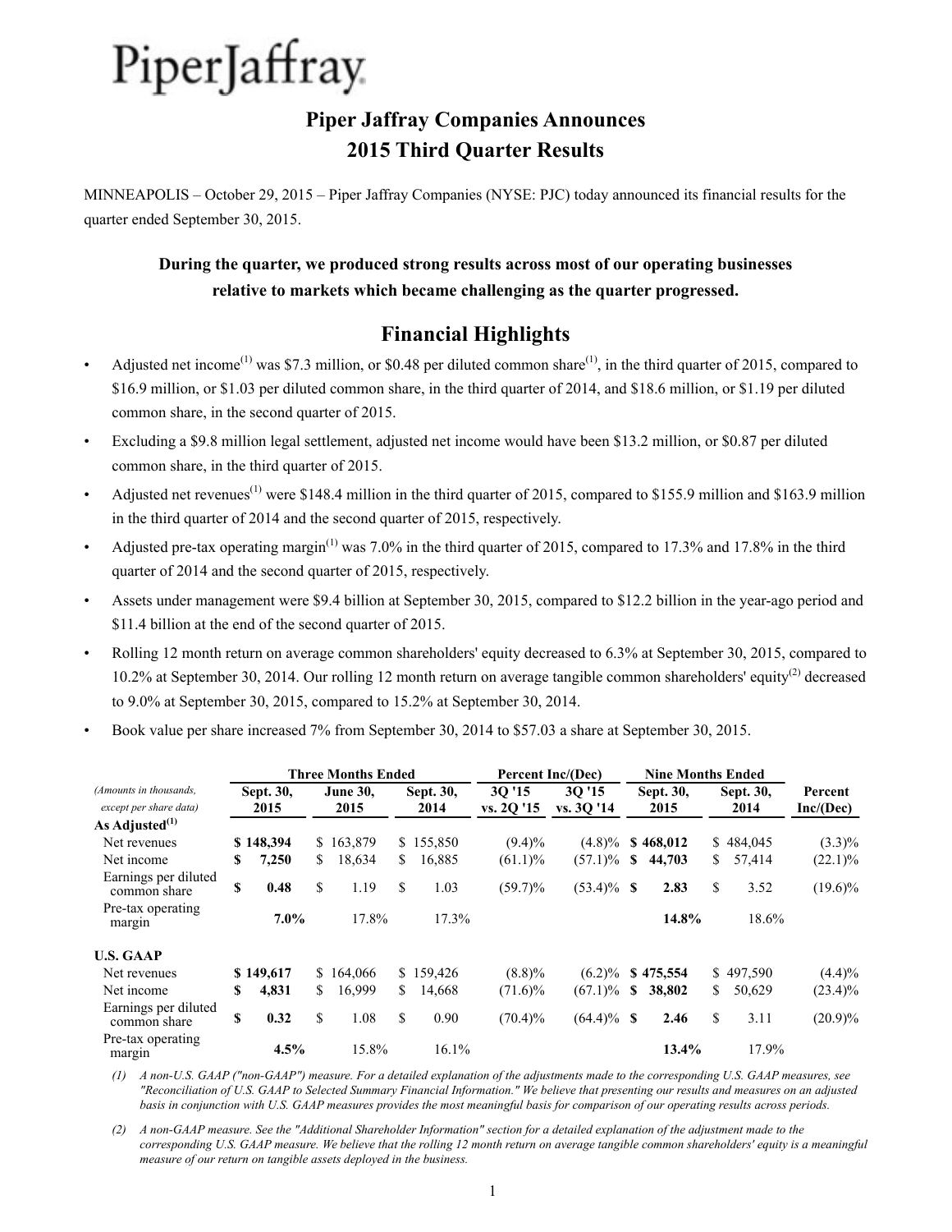PiperJaffray

# Piper Jaffray Companies Announces 2015 Third Quarter Results

MINNEAPOLIS – October 29, 2015 – Piper Jaffray Companies (NYSE: PJC) today announced its financial results for the quarter ended September 30, 2015.

**During the quarter, we produced strong results across most of our operating businesses relative to markets which became challenging as the quarter progressed.**

## Financial Highlights

- Adjusted net income[(1)] was $7.3 million, or $0.48 per diluted common share[(1)], in the third quarter of 2015, compared to $16.9 million, or $1.03 per diluted common share, in the third quarter of 2014, and $18.6 million, or $1.19 per diluted common share, in the second quarter of 2015.
- Excluding a $9.8 million legal settlement, adjusted net income would have been $13.2 million, or $0.87 per diluted common share, in the third quarter of 2015.
- Adjusted net revenues[(1)] were $148.4 million in the third quarter of 2015, compared to $155.9 million and $163.9 million in the third quarter of 2014 and the second quarter of 2015, respectively.
- Adjusted pre-tax operating margin[(1)] was 7.0% in the third quarter of 2015, compared to 17.3% and 17.8% in the third quarter of 2014 and the second quarter of 2015, respectively.
- Assets under management were $9.4 billion at September 30, 2015, compared to $12.2 billion in the year-ago period and $11.4 billion at the end of the second quarter of 2015.
- Rolling 12 month return on average common shareholders' equity decreased to 6.3% at September 30, 2015, compared to 10.2% at September 30, 2014. Our rolling 12 month return on average tangible common shareholders' equity[(2)] decreased to 9.0% at September 30, 2015, compared to 15.2% at September 30, 2014.
- Book value per share increased 7% from September 30, 2014 to $57.03 a share at September 30, 2015.

| *(Amounts in thousands, except per share data)* | Three Months Ended | | | Percent Inc/(Dec) | | Nine Months Ended | | |
|---|---|---|---|---|---|---|---|---|
| | Sept. 30, 2015 | June 30, 2015 | Sept. 30, 2014 | 3Q '15 vs. 2Q '15 | 3Q '15 vs. 3Q '14 | Sept. 30, 2015 | Sept. 30, 2014 | Percent Inc/(Dec) |
| **As Adjusted[(1)]** | | | | | | | | |
| Net revenues | **$ 148,394** | $ 163,879 | $ 155,850 | (9.4)% | (4.8)% | **$ 468,012** | $ 484,045 | (3.3)% |
| Net income | **$ 7,250** | $ 18,634 | $ 16,885 | (61.1)% | (57.1)% | **$ 44,703** | $ 57,414 | (22.1)% |
| Earnings per diluted common share | **$ 0.48** | $ 1.19 | $ 1.03 | (59.7)% | (53.4)% | **$ 2.83** | $ 3.52 | (19.6)% |
| Pre-tax operating margin | **7.0%** | 17.8% | 17.3% | | | **14.8%** | 18.6% | |
| **U.S. GAAP** | | | | | | | | |
| Net revenues | **$ 149,617** | $ 164,066 | $ 159,426 | (8.8)% | (6.2)% | **$ 475,554** | $ 497,590 | (4.4)% |
| Net income | **$ 4,831** | $ 16,999 | $ 14,668 | (71.6)% | (67.1)% | **$ 38,802** | $ 50,629 | (23.4)% |
| Earnings per diluted common share | **$ 0.32** | $ 1.08 | $ 0.90 | (70.4)% | (64.4)% | **$ 2.46** | $ 3.11 | (20.9)% |
| Pre-tax operating margin | **4.5%** | 15.8% | 16.1% | | | **13.4%** | 17.9% | |

*(1) A non-U.S. GAAP ("non-GAAP") measure. For a detailed explanation of the adjustments made to the corresponding U.S. GAAP measures, see "Reconciliation of U.S. GAAP to Selected Summary Financial Information." We believe that presenting our results and measures on an adjusted basis in conjunction with U.S. GAAP measures provides the most meaningful basis for comparison of our operating results across periods.*

*(2) A non-GAAP measure. See the "Additional Shareholder Information" section for a detailed explanation of the adjustment made to the corresponding U.S. GAAP measure. We believe that the rolling 12 month return on average tangible common shareholders' equity is a meaningful measure of our return on tangible assets deployed in the business.*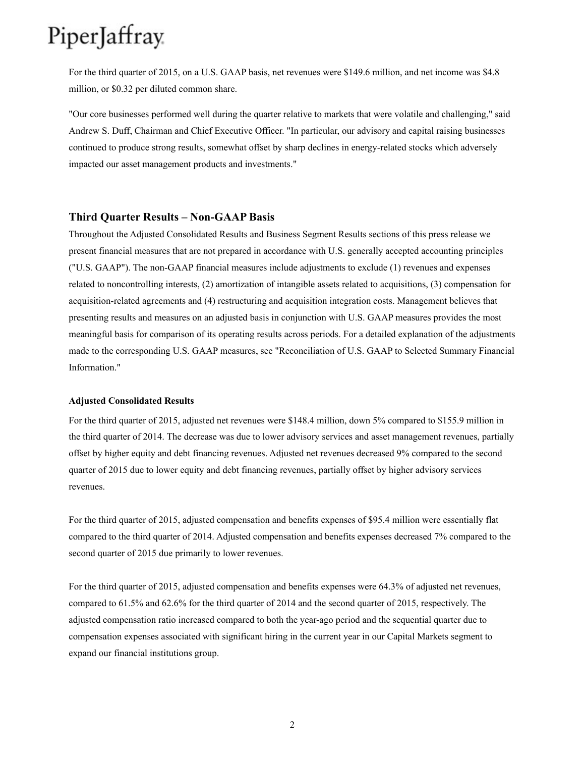For the third quarter of 2015, on a U.S. GAAP basis, net revenues were $149.6 million, and net income was $4.8 million, or $0.32 per diluted common share.

"Our core businesses performed well during the quarter relative to markets that were volatile and challenging," said Andrew S. Duff, Chairman and Chief Executive Officer. "In particular, our advisory and capital raising businesses continued to produce strong results, somewhat offset by sharp declines in energy-related stocks which adversely impacted our asset management products and investments."

## Third Quarter Results – Non-GAAP Basis

Throughout the Adjusted Consolidated Results and Business Segment Results sections of this press release we present financial measures that are not prepared in accordance with U.S. generally accepted accounting principles ("U.S. GAAP"). The non-GAAP financial measures include adjustments to exclude (1) revenues and expenses related to noncontrolling interests, (2) amortization of intangible assets related to acquisitions, (3) compensation for acquisition-related agreements and (4) restructuring and acquisition integration costs. Management believes that presenting results and measures on an adjusted basis in conjunction with U.S. GAAP measures provides the most meaningful basis for comparison of its operating results across periods. For a detailed explanation of the adjustments made to the corresponding U.S. GAAP measures, see "Reconciliation of U.S. GAAP to Selected Summary Financial Information."

### Adjusted Consolidated Results

For the third quarter of 2015, adjusted net revenues were $148.4 million, down 5% compared to $155.9 million in the third quarter of 2014. The decrease was due to lower advisory services and asset management revenues, partially offset by higher equity and debt financing revenues. Adjusted net revenues decreased 9% compared to the second quarter of 2015 due to lower equity and debt financing revenues, partially offset by higher advisory services revenues.

For the third quarter of 2015, adjusted compensation and benefits expenses of $95.4 million were essentially flat compared to the third quarter of 2014. Adjusted compensation and benefits expenses decreased 7% compared to the second quarter of 2015 due primarily to lower revenues.

For the third quarter of 2015, adjusted compensation and benefits expenses were 64.3% of adjusted net revenues, compared to 61.5% and 62.6% for the third quarter of 2014 and the second quarter of 2015, respectively. The adjusted compensation ratio increased compared to both the year-ago period and the sequential quarter due to compensation expenses associated with significant hiring in the current year in our Capital Markets segment to expand our financial institutions group.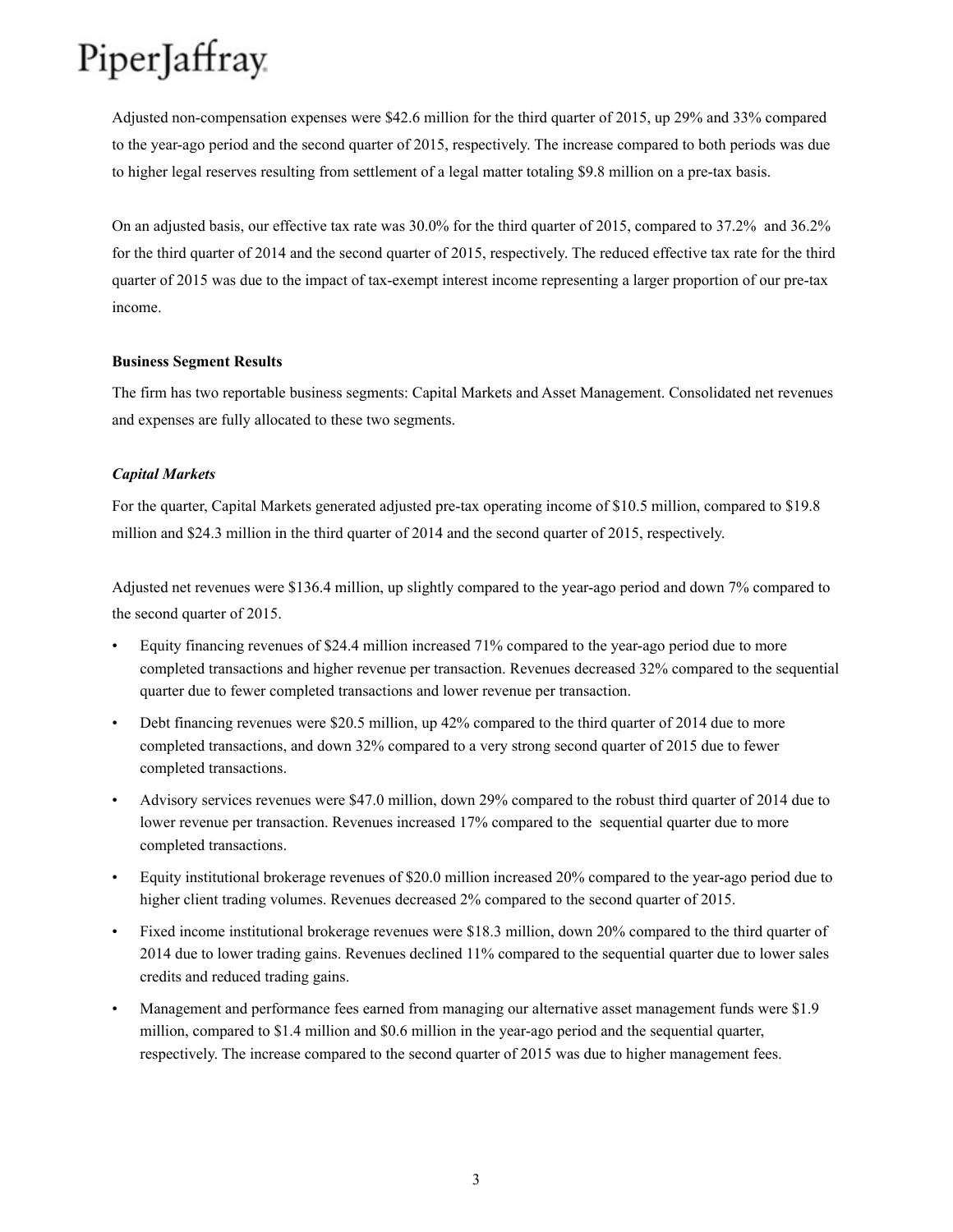Adjusted non-compensation expenses were $42.6 million for the third quarter of 2015, up 29% and 33% compared to the year-ago period and the second quarter of 2015, respectively. The increase compared to both periods was due to higher legal reserves resulting from settlement of a legal matter totaling $9.8 million on a pre-tax basis.

On an adjusted basis, our effective tax rate was 30.0% for the third quarter of 2015, compared to 37.2% and 36.2% for the third quarter of 2014 and the second quarter of 2015, respectively. The reduced effective tax rate for the third quarter of 2015 was due to the impact of tax-exempt interest income representing a larger proportion of our pre-tax income.

**Business Segment Results**

The firm has two reportable business segments: Capital Markets and Asset Management. Consolidated net revenues and expenses are fully allocated to these two segments.

***Capital Markets***

For the quarter, Capital Markets generated adjusted pre-tax operating income of $10.5 million, compared to $19.8 million and $24.3 million in the third quarter of 2014 and the second quarter of 2015, respectively.

Adjusted net revenues were $136.4 million, up slightly compared to the year-ago period and down 7% compared to the second quarter of 2015.

- Equity financing revenues of $24.4 million increased 71% compared to the year-ago period due to more completed transactions and higher revenue per transaction. Revenues decreased 32% compared to the sequential quarter due to fewer completed transactions and lower revenue per transaction.
- Debt financing revenues were $20.5 million, up 42% compared to the third quarter of 2014 due to more completed transactions, and down 32% compared to a very strong second quarter of 2015 due to fewer completed transactions.
- Advisory services revenues were $47.0 million, down 29% compared to the robust third quarter of 2014 due to lower revenue per transaction. Revenues increased 17% compared to the sequential quarter due to more completed transactions.
- Equity institutional brokerage revenues of $20.0 million increased 20% compared to the year-ago period due to higher client trading volumes. Revenues decreased 2% compared to the second quarter of 2015.
- Fixed income institutional brokerage revenues were $18.3 million, down 20% compared to the third quarter of 2014 due to lower trading gains. Revenues declined 11% compared to the sequential quarter due to lower sales credits and reduced trading gains.
- Management and performance fees earned from managing our alternative asset management funds were $1.9 million, compared to $1.4 million and $0.6 million in the year-ago period and the sequential quarter, respectively. The increase compared to the second quarter of 2015 was due to higher management fees.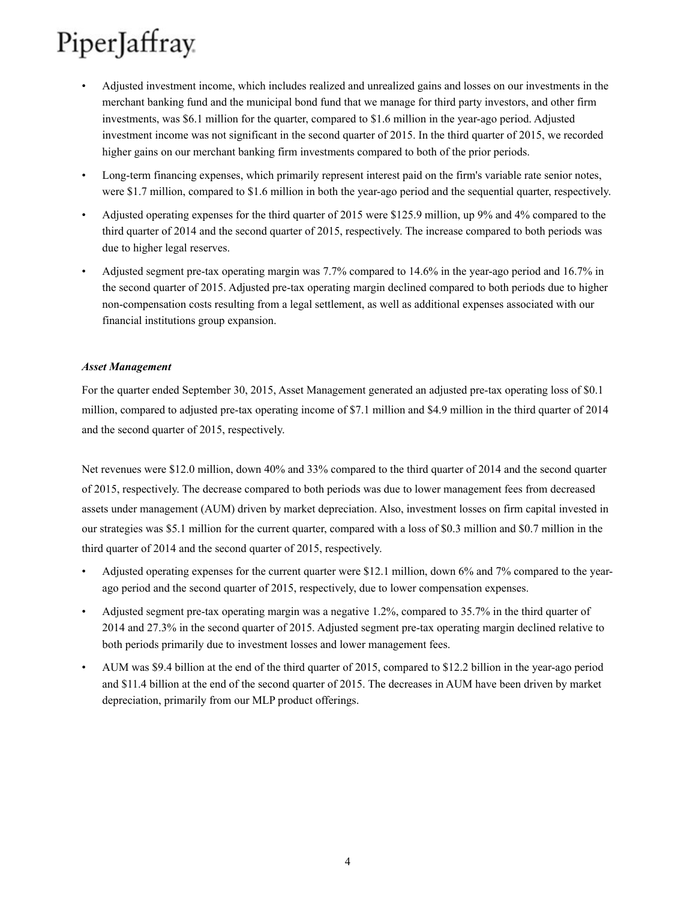- Adjusted investment income, which includes realized and unrealized gains and losses on our investments in the merchant banking fund and the municipal bond fund that we manage for third party investors, and other firm investments, was $6.1 million for the quarter, compared to $1.6 million in the year-ago period. Adjusted investment income was not significant in the second quarter of 2015. In the third quarter of 2015, we recorded higher gains on our merchant banking firm investments compared to both of the prior periods.
- Long-term financing expenses, which primarily represent interest paid on the firm's variable rate senior notes, were $1.7 million, compared to $1.6 million in both the year-ago period and the sequential quarter, respectively.
- Adjusted operating expenses for the third quarter of 2015 were $125.9 million, up 9% and 4% compared to the third quarter of 2014 and the second quarter of 2015, respectively. The increase compared to both periods was due to higher legal reserves.
- Adjusted segment pre-tax operating margin was 7.7% compared to 14.6% in the year-ago period and 16.7% in the second quarter of 2015. Adjusted pre-tax operating margin declined compared to both periods due to higher non-compensation costs resulting from a legal settlement, as well as additional expenses associated with our financial institutions group expansion.

***Asset Management***

For the quarter ended September 30, 2015, Asset Management generated an adjusted pre-tax operating loss of $0.1 million, compared to adjusted pre-tax operating income of $7.1 million and $4.9 million in the third quarter of 2014 and the second quarter of 2015, respectively.

Net revenues were $12.0 million, down 40% and 33% compared to the third quarter of 2014 and the second quarter of 2015, respectively. The decrease compared to both periods was due to lower management fees from decreased assets under management (AUM) driven by market depreciation. Also, investment losses on firm capital invested in our strategies was $5.1 million for the current quarter, compared with a loss of $0.3 million and $0.7 million in the third quarter of 2014 and the second quarter of 2015, respectively.

- Adjusted operating expenses for the current quarter were $12.1 million, down 6% and 7% compared to the year-ago period and the second quarter of 2015, respectively, due to lower compensation expenses.
- Adjusted segment pre-tax operating margin was a negative 1.2%, compared to 35.7% in the third quarter of 2014 and 27.3% in the second quarter of 2015. Adjusted segment pre-tax operating margin declined relative to both periods primarily due to investment losses and lower management fees.
- AUM was $9.4 billion at the end of the third quarter of 2015, compared to $12.2 billion in the year-ago period and $11.4 billion at the end of the second quarter of 2015. The decreases in AUM have been driven by market depreciation, primarily from our MLP product offerings.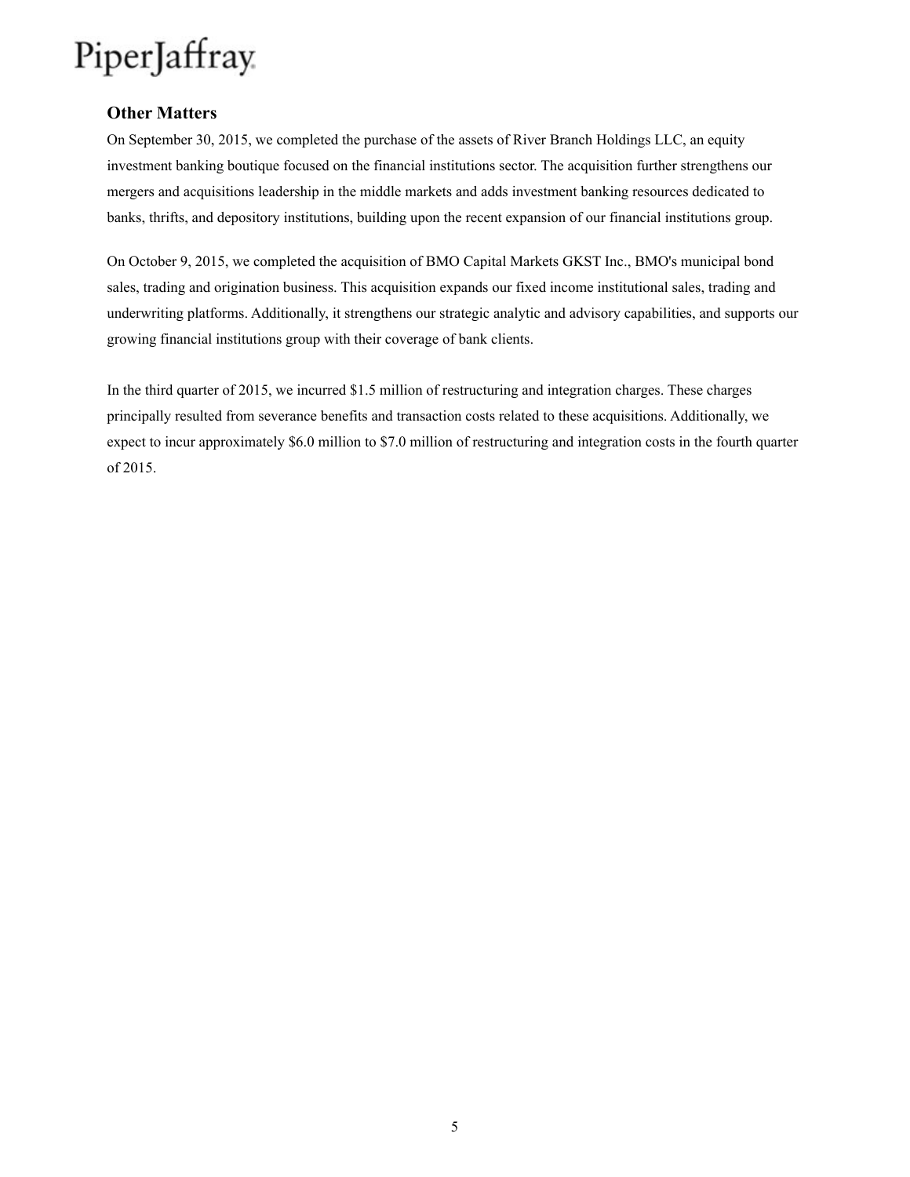## Other Matters

On September 30, 2015, we completed the purchase of the assets of River Branch Holdings LLC, an equity investment banking boutique focused on the financial institutions sector. The acquisition further strengthens our mergers and acquisitions leadership in the middle markets and adds investment banking resources dedicated to banks, thrifts, and depository institutions, building upon the recent expansion of our financial institutions group.

On October 9, 2015, we completed the acquisition of BMO Capital Markets GKST Inc., BMO's municipal bond sales, trading and origination business. This acquisition expands our fixed income institutional sales, trading and underwriting platforms. Additionally, it strengthens our strategic analytic and advisory capabilities, and supports our growing financial institutions group with their coverage of bank clients.

In the third quarter of 2015, we incurred $1.5 million of restructuring and integration charges. These charges principally resulted from severance benefits and transaction costs related to these acquisitions. Additionally, we expect to incur approximately $6.0 million to $7.0 million of restructuring and integration costs in the fourth quarter of 2015.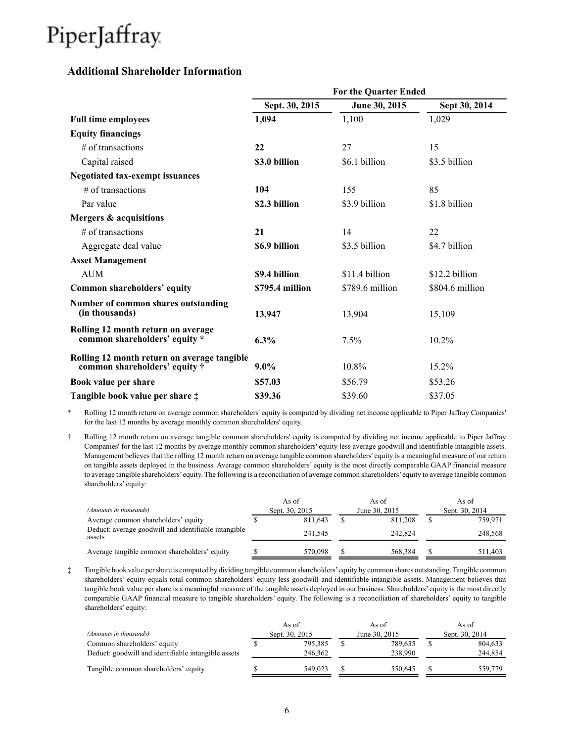## Additional Shareholder Information

| | For the Quarter Ended | | |
|---|---|---|---|
| | Sept. 30, 2015 | June 30, 2015 | Sept 30, 2014 |
| **Full time employees** | **1,094** | 1,100 | 1,029 |
| **Equity financings** | | | |
| # of transactions | **22** | 27 | 15 |
| Capital raised | **$3.0 billion** | $6.1 billion | $3.5 billion |
| **Negotiated tax-exempt issuances** | | | |
| # of transactions | **104** | 155 | 85 |
| Par value | **$2.3 billion** | $3.9 billion | $1.8 billion |
| **Mergers & acquisitions** | | | |
| # of transactions | **21** | 14 | 22 |
| Aggregate deal value | **$6.9 billion** | $3.5 billion | $4.7 billion |
| **Asset Management** | | | |
| AUM | **$9.4 billion** | $11.4 billion | $12.2 billion |
| **Common shareholders' equity** | **$795.4 million** | $789.6 million | $804.6 million |
| **Number of common shares outstanding (in thousands)** | **13,947** | 13,904 | 15,109 |
| **Rolling 12 month return on average common shareholders' equity *** | **6.3%** | 7.5% | 10.2% |
| **Rolling 12 month return on average tangible common shareholders' equity †** | **9.0%** | 10.8% | 15.2% |
| **Book value per share** | **$57.03** | $56.79 | $53.26 |
| **Tangible book value per share ‡** | **$39.36** | $39.60 | $37.05 |

\* Rolling 12 month return on average common shareholders' equity is computed by dividing net income applicable to Piper Jaffray Companies' for the last 12 months by average monthly common shareholders' equity.

† Rolling 12 month return on average tangible common shareholders' equity is computed by dividing net income applicable to Piper Jaffray Companies' for the last 12 months by average monthly common shareholders' equity less average goodwill and identifiable intangible assets. Management believes that the rolling 12 month return on average tangible common shareholders' equity is a meaningful measure of our return on tangible assets deployed in the business. Average common shareholders' equity is the most directly comparable GAAP financial measure to average tangible shareholders' equity. The following is a reconciliation of average common shareholders' equity to average tangible common shareholders' equity:

| *(Amounts in thousands)* | As of Sept. 30, 2015 | As of June 30, 2015 | As of Sept. 30, 2014 |
|---|---|---|---|
| Average common shareholders' equity | $ 811,643 | $ 811,208 | $ 759,971 |
| Deduct: average goodwill and identifiable intangible assets | 241,545 | 242,824 | 248,568 |
| Average tangible common shareholders' equity | $ 570,098 | $ 568,384 | $ 511,403 |

‡ Tangible book value per share is computed by dividing tangible common shareholders' equity by common shares outstanding. Tangible common shareholders' equity equals total common shareholders' equity less goodwill and identifiable intangible assets. Management believes that tangible book value per share is a meaningful measure of the tangible assets deployed in our business. Shareholders' equity is the most directly comparable GAAP financial measure to tangible shareholders' equity. The following is a reconciliation of shareholders' equity to tangible shareholders' equity:

| *(Amounts in thousands)* | As of Sept. 30, 2015 | As of June 30, 2015 | As of Sept. 30, 2014 |
|---|---|---|---|
| Common shareholders' equity | $ 795,385 | $ 789,635 | $ 804,633 |
| Deduct: goodwill and identifiable intangible assets | 246,362 | 238,990 | 244,854 |
| Tangible common shareholders' equity | $ 549,023 | $ 550,645 | $ 559,779 |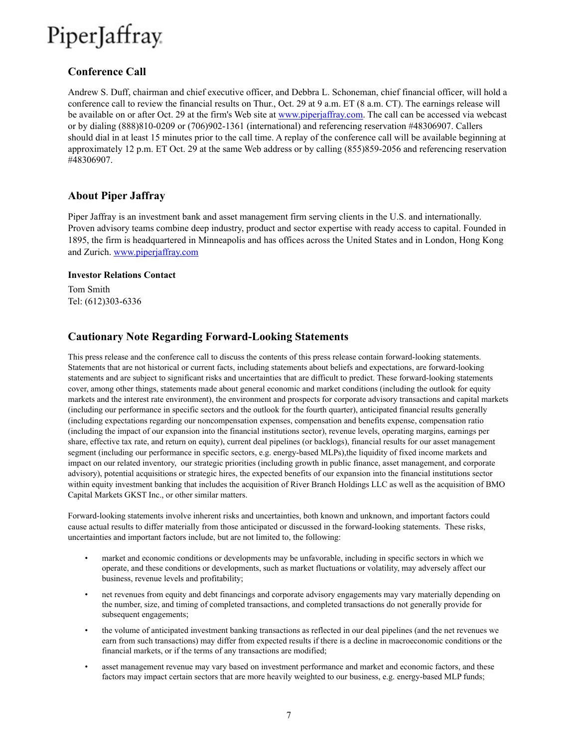## Conference Call

Andrew S. Duff, chairman and chief executive officer, and Debbra L. Schoneman, chief financial officer, will hold a conference call to review the financial results on Thur., Oct. 29 at 9 a.m. ET (8 a.m. CT). The earnings release will be available on or after Oct. 29 at the firm's Web site at www.piperjaffray.com. The call can be accessed via webcast or by dialing (888)810-0209 or (706)902-1361 (international) and referencing reservation #48306907. Callers should dial in at least 15 minutes prior to the call time. A replay of the conference call will be available beginning at approximately 12 p.m. ET Oct. 29 at the same Web address or by calling (855)859-2056 and referencing reservation #48306907.

## About Piper Jaffray

Piper Jaffray is an investment bank and asset management firm serving clients in the U.S. and internationally. Proven advisory teams combine deep industry, product and sector expertise with ready access to capital. Founded in 1895, the firm is headquartered in Minneapolis and has offices across the United States and in London, Hong Kong and Zurich. www.piperjaffray.com

**Investor Relations Contact**

Tom Smith
Tel: (612)303-6336

## Cautionary Note Regarding Forward-Looking Statements

This press release and the conference call to discuss the contents of this press release contain forward-looking statements. Statements that are not historical or current facts, including statements about beliefs and expectations, are forward-looking statements and are subject to significant risks and uncertainties that are difficult to predict. These forward-looking statements cover, among other things, statements made about general economic and market conditions (including the outlook for equity markets and the interest rate environment), the environment and prospects for corporate advisory transactions and capital markets (including our performance in specific sectors and the outlook for the fourth quarter), anticipated financial results generally (including expectations regarding our noncompensation expenses, compensation and benefits expense, compensation ratio (including the impact of our expansion into the financial institutions sector), revenue levels, operating margins, earnings per share, effective tax rate, and return on equity), current deal pipelines (or backlogs), financial results for our asset management segment (including our performance in specific sectors, e.g. energy-based MLPs),the liquidity of fixed income markets and impact on our related inventory, our strategic priorities (including growth in public finance, asset management, and corporate advisory), potential acquisitions or strategic hires, the expected benefits of our expansion into the financial institutions sector within equity investment banking that includes the acquisition of River Branch Holdings LLC as well as the acquisition of BMO Capital Markets GKST Inc., or other similar matters.

Forward-looking statements involve inherent risks and uncertainties, both known and unknown, and important factors could cause actual results to differ materially from those anticipated or discussed in the forward-looking statements. These risks, uncertainties and important factors include, but are not limited to, the following:

- market and economic conditions or developments may be unfavorable, including in specific sectors in which we operate, and these conditions or developments, such as market fluctuations or volatility, may adversely affect our business, revenue levels and profitability;
- net revenues from equity and debt financings and corporate advisory engagements may vary materially depending on the number, size, and timing of completed transactions, and completed transactions do not generally provide for subsequent engagements;
- the volume of anticipated investment banking transactions as reflected in our deal pipelines (and the net revenues we earn from such transactions) may differ from expected results if there is a decline in macroeconomic conditions or the financial markets, or if the terms of any transactions are modified;
- asset management revenue may vary based on investment performance and market and economic factors, and these factors may impact certain sectors that are more heavily weighted to our business, e.g. energy-based MLP funds;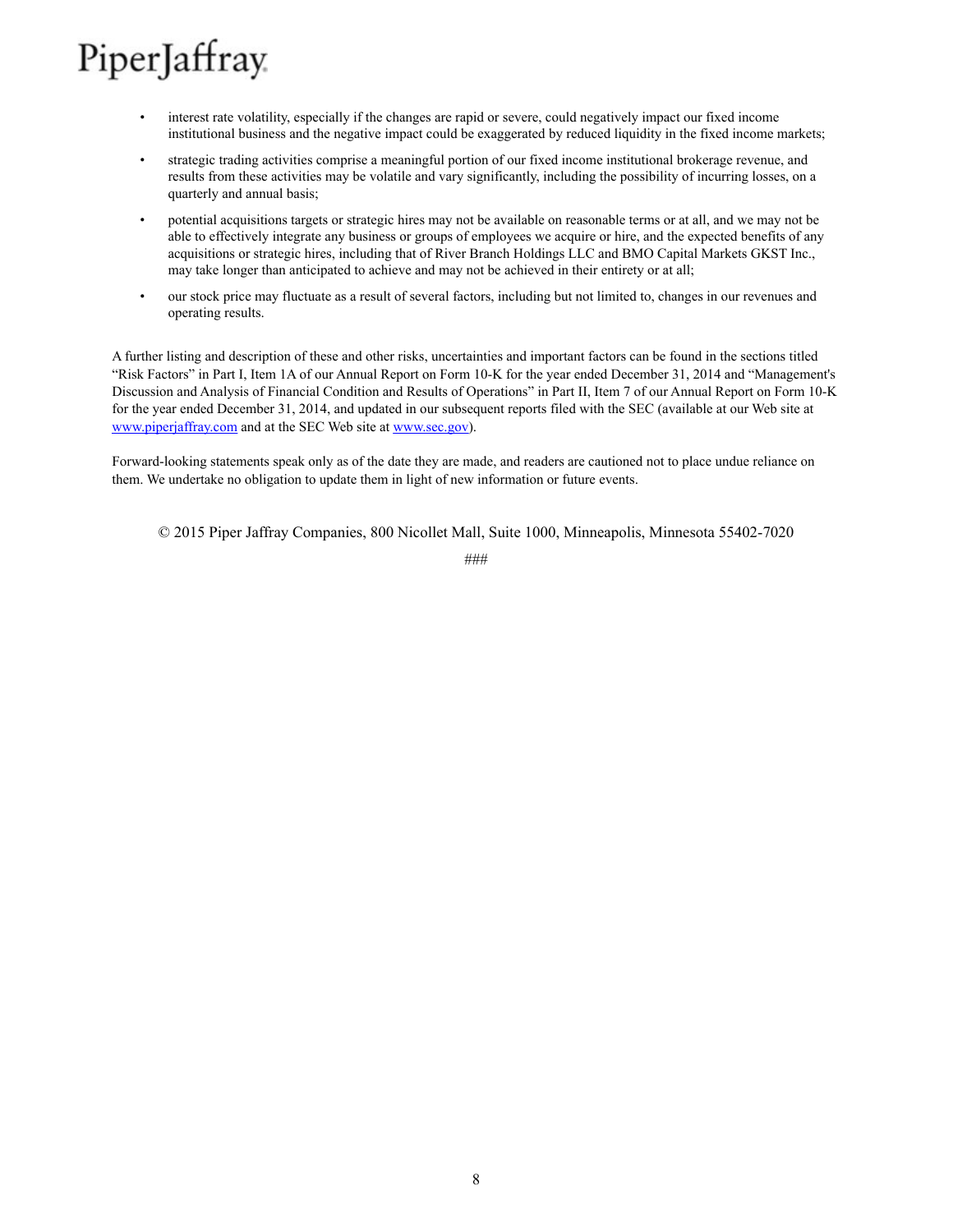- interest rate volatility, especially if the changes are rapid or severe, could negatively impact our fixed income institutional business and the negative impact could be exaggerated by reduced liquidity in the fixed income markets;
- strategic trading activities comprise a meaningful portion of our fixed income institutional brokerage revenue, and results from these activities may be volatile and vary significantly, including the possibility of incurring losses, on a quarterly and annual basis;
- potential acquisitions targets or strategic hires may not be available on reasonable terms or at all, and we may not be able to effectively integrate any business or groups of employees we acquire or hire, and the expected benefits of any acquisitions or strategic hires, including that of River Branch Holdings LLC and BMO Capital Markets GKST Inc., may take longer than anticipated to achieve and may not be achieved in their entirety or at all;
- our stock price may fluctuate as a result of several factors, including but not limited to, changes in our revenues and operating results.

A further listing and description of these and other risks, uncertainties and important factors can be found in the sections titled "Risk Factors" in Part I, Item 1A of our Annual Report on Form 10-K for the year ended December 31, 2014 and "Management's Discussion and Analysis of Financial Condition and Results of Operations" in Part II, Item 7 of our Annual Report on Form 10-K for the year ended December 31, 2014, and updated in our subsequent reports filed with the SEC (available at our Web site at www.piperjaffray.com and at the SEC Web site at www.sec.gov).

Forward-looking statements speak only as of the date they are made, and readers are cautioned not to place undue reliance on them. We undertake no obligation to update them in light of new information or future events.

© 2015 Piper Jaffray Companies, 800 Nicollet Mall, Suite 1000, Minneapolis, Minnesota 55402-7020

###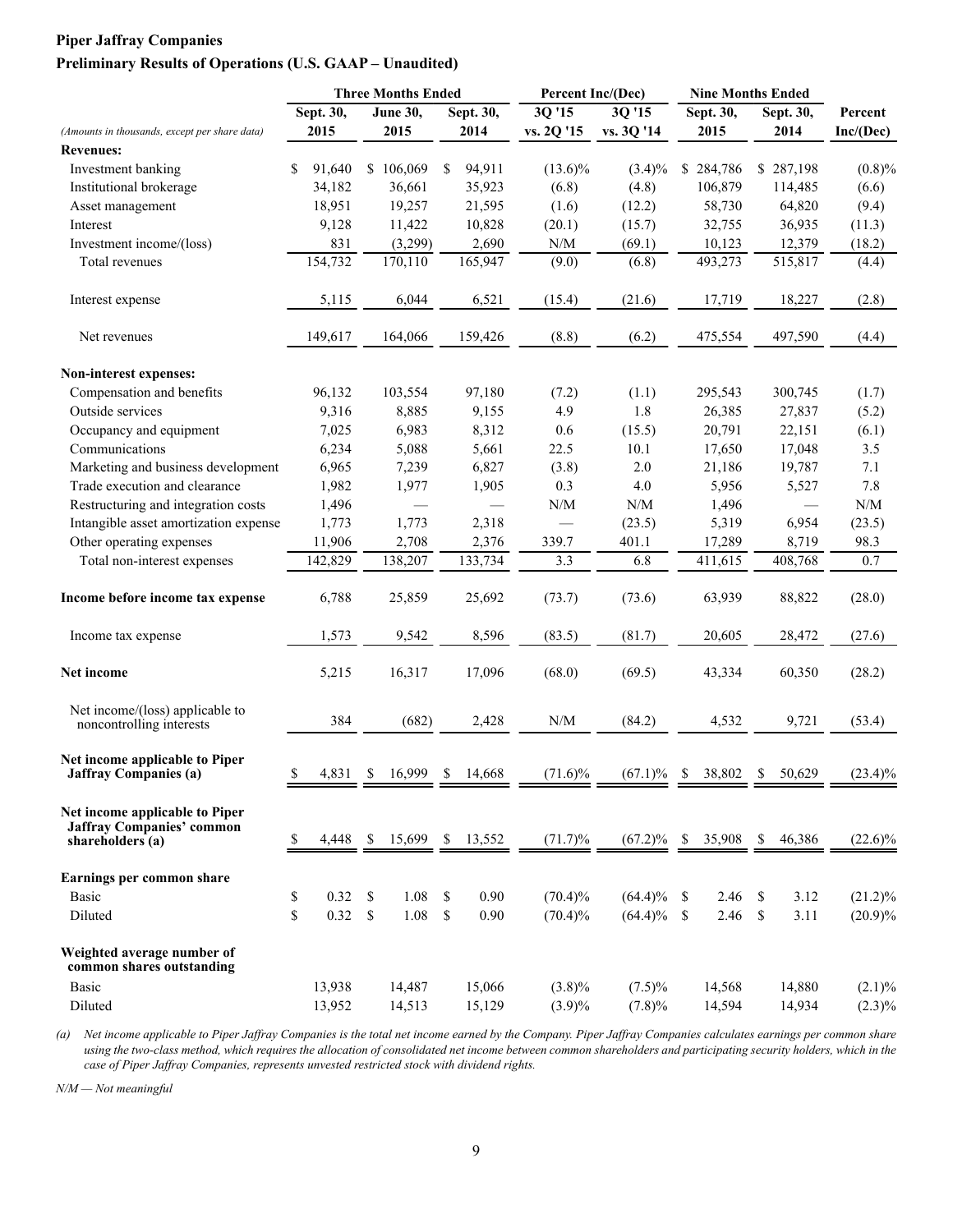**Piper Jaffray Companies**

**Preliminary Results of Operations (U.S. GAAP – Unaudited)**

| *(Amounts in thousands, except per share data)* | Three Months Ended | | | Percent Inc/(Dec) | | Nine Months Ended | | |
|---|---|---|---|---|---|---|---|---|
| | Sept. 30, 2015 | June 30, 2015 | Sept. 30, 2014 | 3Q '15 vs. 2Q '15 | 3Q '15 vs. 3Q '14 | Sept. 30, 2015 | Sept. 30, 2014 | Percent Inc/(Dec) |
| **Revenues:** | | | | | | | | |
| Investment banking | $ 91,640 | $ 106,069 | $ 94,911 | (13.6)% | (3.4)% | $ 284,786 | $ 287,198 | (0.8)% |
| Institutional brokerage | 34,182 | 36,661 | 35,923 | (6.8) | (4.8) | 106,879 | 114,485 | (6.6) |
| Asset management | 18,951 | 19,257 | 21,595 | (1.6) | (12.2) | 58,730 | 64,820 | (9.4) |
| Interest | 9,128 | 11,422 | 10,828 | (20.1) | (15.7) | 32,755 | 36,935 | (11.3) |
| Investment income/(loss) | 831 | (3,299) | 2,690 | N/M | (69.1) | 10,123 | 12,379 | (18.2) |
| Total revenues | 154,732 | 170,110 | 165,947 | (9.0) | (6.8) | 493,273 | 515,817 | (4.4) |
| Interest expense | 5,115 | 6,044 | 6,521 | (15.4) | (21.6) | 17,719 | 18,227 | (2.8) |
| Net revenues | 149,617 | 164,066 | 159,426 | (8.8) | (6.2) | 475,554 | 497,590 | (4.4) |
| **Non-interest expenses:** | | | | | | | | |
| Compensation and benefits | 96,132 | 103,554 | 97,180 | (7.2) | (1.1) | 295,543 | 300,745 | (1.7) |
| Outside services | 9,316 | 8,885 | 9,155 | 4.9 | 1.8 | 26,385 | 27,837 | (5.2) |
| Occupancy and equipment | 7,025 | 6,983 | 8,312 | 0.6 | (15.5) | 20,791 | 22,151 | (6.1) |
| Communications | 6,234 | 5,088 | 5,661 | 22.5 | 10.1 | 17,650 | 17,048 | 3.5 |
| Marketing and business development | 6,965 | 7,239 | 6,827 | (3.8) | 2.0 | 21,186 | 19,787 | 7.1 |
| Trade execution and clearance | 1,982 | 1,977 | 1,905 | 0.3 | 4.0 | 5,956 | 5,527 | 7.8 |
| Restructuring and integration costs | 1,496 | — | — | N/M | N/M | 1,496 | — | N/M |
| Intangible asset amortization expense | 1,773 | 1,773 | 2,318 | — | (23.5) | 5,319 | 6,954 | (23.5) |
| Other operating expenses | 11,906 | 2,708 | 2,376 | 339.7 | 401.1 | 17,289 | 8,719 | 98.3 |
| Total non-interest expenses | 142,829 | 138,207 | 133,734 | 3.3 | 6.8 | 411,615 | 408,768 | 0.7 |
| **Income before income tax expense** | 6,788 | 25,859 | 25,692 | (73.7) | (73.6) | 63,939 | 88,822 | (28.0) |
| Income tax expense | 1,573 | 9,542 | 8,596 | (83.5) | (81.7) | 20,605 | 28,472 | (27.6) |
| **Net income** | 5,215 | 16,317 | 17,096 | (68.0) | (69.5) | 43,334 | 60,350 | (28.2) |
| Net income/(loss) applicable to noncontrolling interests | 384 | (682) | 2,428 | N/M | (84.2) | 4,532 | 9,721 | (53.4) |
| **Net income applicable to Piper Jaffray Companies (a)** | $ 4,831 | $ 16,999 | $ 14,668 | (71.6)% | (67.1)% | $ 38,802 | $ 50,629 | (23.4)% |
| **Net income applicable to Piper Jaffray Companies' common shareholders (a)** | $ 4,448 | $ 15,699 | $ 13,552 | (71.7)% | (67.2)% | $ 35,908 | $ 46,386 | (22.6)% |
| **Earnings per common share** | | | | | | | | |
| Basic | $ 0.32 | $ 1.08 | $ 0.90 | (70.4)% | (64.4)% | $ 2.46 | $ 3.12 | (21.2)% |
| Diluted | $ 0.32 | $ 1.08 | $ 0.90 | (70.4)% | (64.4)% | $ 2.46 | $ 3.11 | (20.9)% |
| **Weighted average number of common shares outstanding** | | | | | | | | |
| Basic | 13,938 | 14,487 | 15,066 | (3.8)% | (7.5)% | 14,568 | 14,880 | (2.1)% |
| Diluted | 13,952 | 14,513 | 15,129 | (3.9)% | (7.8)% | 14,594 | 14,934 | (2.3)% |

*(a) Net income applicable to Piper Jaffray Companies is the total net income earned by the Company. Piper Jaffray Companies calculates earnings per common share using the two-class method, which requires the allocation of consolidated net income between common shareholders and participating security holders, which in the case of Piper Jaffray Companies, represents unvested restricted stock with dividend rights.*

*N/M — Not meaningful*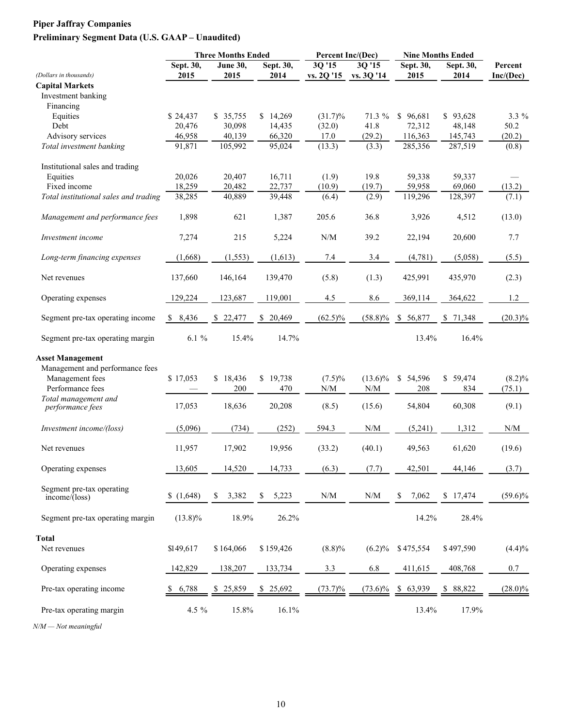**Piper Jaffray Companies**

**Preliminary Segment Data (U.S. GAAP – Unaudited)**

| (Dollars in thousands) | Three Months Ended | | | Percent Inc/(Dec) | | Nine Months Ended | | |
|---|---|---|---|---|---|---|---|---|
| | Sept. 30, 2015 | June 30, 2015 | Sept. 30, 2014 | 3Q '15 vs. 2Q '15 | 3Q '15 vs. 3Q '14 | Sept. 30, 2015 | Sept. 30, 2014 | Percent Inc/(Dec) |
| **Capital Markets** | | | | | | | | |
| Investment banking | | | | | | | | |
| Financing | | | | | | | | |
| Equities | $ 24,437 | $ 35,755 | $ 14,269 | (31.7)% | 71.3 % | $ 96,681 | $ 93,628 | 3.3 % |
| Debt | 20,476 | 30,098 | 14,435 | (32.0) | 41.8 | 72,312 | 48,148 | 50.2 |
| Advisory services | 46,958 | 40,139 | 66,320 | 17.0 | (29.2) | 116,363 | 145,743 | (20.2) |
| *Total investment banking* | 91,871 | 105,992 | 95,024 | (13.3) | (3.3) | 285,356 | 287,519 | (0.8) |
| Institutional sales and trading | | | | | | | | |
| Equities | 20,026 | 20,407 | 16,711 | (1.9) | 19.8 | 59,338 | 59,337 | — |
| Fixed income | 18,259 | 20,482 | 22,737 | (10.9) | (19.7) | 59,958 | 69,060 | (13.2) |
| *Total institutional sales and trading* | 38,285 | 40,889 | 39,448 | (6.4) | (2.9) | 119,296 | 128,397 | (7.1) |
| *Management and performance fees* | 1,898 | 621 | 1,387 | 205.6 | 36.8 | 3,926 | 4,512 | (13.0) |
| *Investment income* | 7,274 | 215 | 5,224 | N/M | 39.2 | 22,194 | 20,600 | 7.7 |
| *Long-term financing expenses* | (1,668) | (1,553) | (1,613) | 7.4 | 3.4 | (4,781) | (5,058) | (5.5) |
| Net revenues | 137,660 | 146,164 | 139,470 | (5.8) | (1.3) | 425,991 | 435,970 | (2.3) |
| Operating expenses | 129,224 | 123,687 | 119,001 | 4.5 | 8.6 | 369,114 | 364,622 | 1.2 |
| Segment pre-tax operating income | $ 8,436 | $ 22,477 | $ 20,469 | (62.5)% | (58.8)% | $ 56,877 | $ 71,348 | (20.3)% |
| Segment pre-tax operating margin | 6.1 % | 15.4% | 14.7% | | | 13.4% | 16.4% | |
| **Asset Management** | | | | | | | | |
| Management and performance fees | | | | | | | | |
| Management fees | $ 17,053 | $ 18,436 | $ 19,738 | (7.5)% | (13.6)% | $ 54,596 | $ 59,474 | (8.2)% |
| Performance fees | — | 200 | 470 | N/M | N/M | 208 | 834 | (75.1) |
| *Total management and performance fees* | 17,053 | 18,636 | 20,208 | (8.5) | (15.6) | 54,804 | 60,308 | (9.1) |
| *Investment income/(loss)* | (5,096) | (734) | (252) | 594.3 | N/M | (5,241) | 1,312 | N/M |
| Net revenues | 11,957 | 17,902 | 19,956 | (33.2) | (40.1) | 49,563 | 61,620 | (19.6) |
| Operating expenses | 13,605 | 14,520 | 14,733 | (6.3) | (7.7) | 42,501 | 44,146 | (3.7) |
| Segment pre-tax operating income/(loss) | $ (1,648) | $ 3,382 | $ 5,223 | N/M | N/M | $ 7,062 | $ 17,474 | (59.6)% |
| Segment pre-tax operating margin | (13.8)% | 18.9% | 26.2% | | | 14.2% | 28.4% | |
| **Total** | | | | | | | | |
| Net revenues | $149,617 | $ 164,066 | $ 159,426 | (8.8)% | (6.2)% | $ 475,554 | $ 497,590 | (4.4)% |
| Operating expenses | 142,829 | 138,207 | 133,734 | 3.3 | 6.8 | 411,615 | 408,768 | 0.7 |
| Pre-tax operating income | $ 6,788 | $ 25,859 | $ 25,692 | (73.7)% | (73.6)% | $ 63,939 | $ 88,822 | (28.0)% |
| Pre-tax operating margin | 4.5 % | 15.8% | 16.1% | | | 13.4% | 17.9% | |

*N/M — Not meaningful*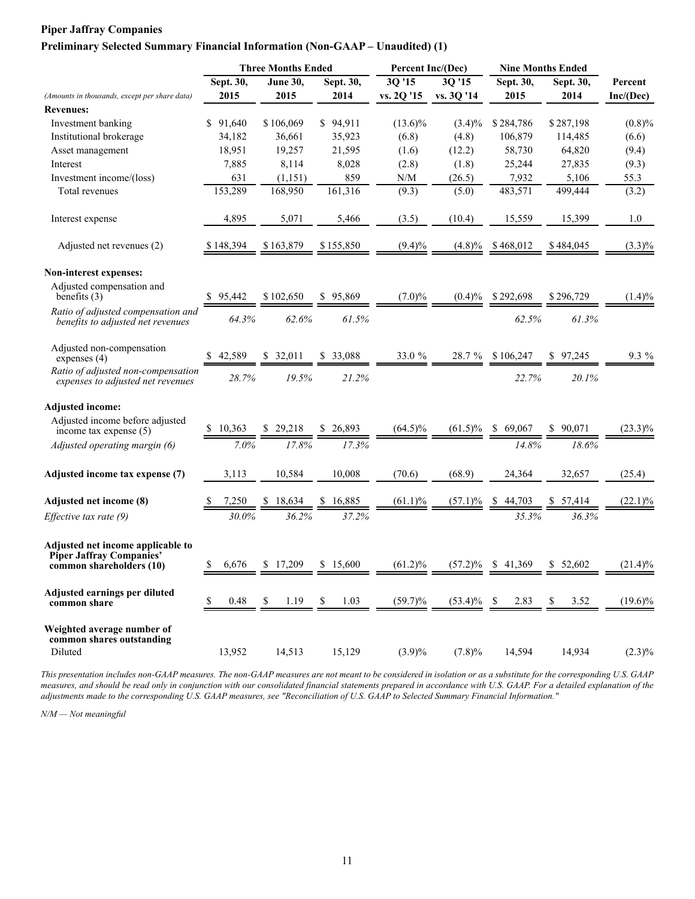**Piper Jaffray Companies**

**Preliminary Selected Summary Financial Information (Non-GAAP – Unaudited) (1)**

| *(Amounts in thousands, except per share data)* | Three Months Ended | | | Percent Inc/(Dec) | | Nine Months Ended | | Percent |
|---|---|---|---|---|---|---|---|---|
| | Sept. 30, 2015 | June 30, 2015 | Sept. 30, 2014 | 3Q '15 vs. 2Q '15 | 3Q '15 vs. 3Q '14 | Sept. 30, 2015 | Sept. 30, 2014 | Inc/(Dec) |
| **Revenues:** | | | | | | | | |
| Investment banking | $ 91,640 | $ 106,069 | $ 94,911 | (13.6)% | (3.4)% | $ 284,786 | $ 287,198 | (0.8)% |
| Institutional brokerage | 34,182 | 36,661 | 35,923 | (6.8) | (4.8) | 106,879 | 114,485 | (6.6) |
| Asset management | 18,951 | 19,257 | 21,595 | (1.6) | (12.2) | 58,730 | 64,820 | (9.4) |
| Interest | 7,885 | 8,114 | 8,028 | (2.8) | (1.8) | 25,244 | 27,835 | (9.3) |
| Investment income/(loss) | 631 | (1,151) | 859 | N/M | (26.5) | 7,932 | 5,106 | 55.3 |
| Total revenues | 153,289 | 168,950 | 161,316 | (9.3) | (5.0) | 483,571 | 499,444 | (3.2) |
| Interest expense | 4,895 | 5,071 | 5,466 | (3.5) | (10.4) | 15,559 | 15,399 | 1.0 |
| Adjusted net revenues (2) | $ 148,394 | $ 163,879 | $ 155,850 | (9.4)% | (4.8)% | $ 468,012 | $ 484,045 | (3.3)% |
| **Non-interest expenses:** | | | | | | | | |
| Adjusted compensation and benefits (3) | $ 95,442 | $ 102,650 | $ 95,869 | (7.0)% | (0.4)% | $ 292,698 | $ 296,729 | (1.4)% |
| *Ratio of adjusted compensation and benefits to adjusted net revenues* | *64.3%* | *62.6%* | *61.5%* | | | *62.5%* | *61.3%* | |
| Adjusted non-compensation expenses (4) | $ 42,589 | $ 32,011 | $ 33,088 | 33.0 % | 28.7 % | $ 106,247 | $ 97,245 | 9.3 % |
| *Ratio of adjusted non-compensation expenses to adjusted net revenues* | *28.7%* | *19.5%* | *21.2%* | | | *22.7%* | *20.1%* | |
| **Adjusted income:** | | | | | | | | |
| Adjusted income before adjusted income tax expense (5) | $ 10,363 | $ 29,218 | $ 26,893 | (64.5)% | (61.5)% | $ 69,067 | $ 90,071 | (23.3)% |
| *Adjusted operating margin (6)* | *7.0%* | *17.8%* | *17.3%* | | | *14.8%* | *18.6%* | |
| **Adjusted income tax expense (7)** | 3,113 | 10,584 | 10,008 | (70.6) | (68.9) | 24,364 | 32,657 | (25.4) |
| **Adjusted net income (8)** | $ 7,250 | $ 18,634 | $ 16,885 | (61.1)% | (57.1)% | $ 44,703 | $ 57,414 | (22.1)% |
| *Effective tax rate (9)* | *30.0%* | *36.2%* | *37.2%* | | | *35.3%* | *36.3%* | |
| **Adjusted net income applicable to Piper Jaffray Companies' common shareholders (10)** | $ 6,676 | $ 17,209 | $ 15,600 | (61.2)% | (57.2)% | $ 41,369 | $ 52,602 | (21.4)% |
| **Adjusted earnings per diluted common share** | $ 0.48 | $ 1.19 | $ 1.03 | (59.7)% | (53.4)% | $ 2.83 | $ 3.52 | (19.6)% |
| **Weighted average number of common shares outstanding** | | | | | | | | |
| Diluted | 13,952 | 14,513 | 15,129 | (3.9)% | (7.8)% | 14,594 | 14,934 | (2.3)% |

*This presentation includes non-GAAP measures. The non-GAAP measures are not meant to be considered in isolation or as a substitute for the corresponding U.S. GAAP measures, and should be read only in conjunction with our consolidated financial statements prepared in accordance with U.S. GAAP. For a detailed explanation of the adjustments made to the corresponding U.S. GAAP measures, see "Reconciliation of U.S. GAAP to Selected Summary Financial Information."*

*N/M — Not meaningful*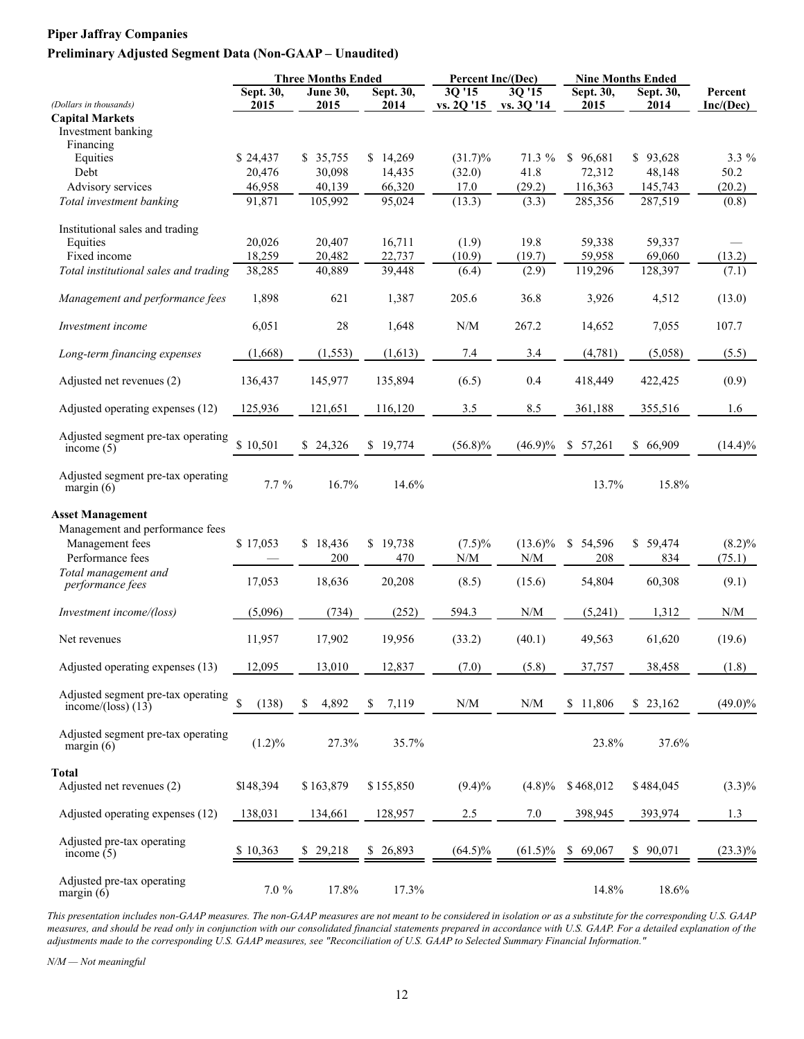**Piper Jaffray Companies**

**Preliminary Adjusted Segment Data (Non-GAAP – Unaudited)**

| (Dollars in thousands) | Three Months Ended | | | Percent Inc/(Dec) | | Nine Months Ended | | |
|---|---|---|---|---|---|---|---|---|
| | Sept. 30, 2015 | June 30, 2015 | Sept. 30, 2014 | 3Q '15 vs. 2Q '15 | 3Q '15 vs. 3Q '14 | Sept. 30, 2015 | Sept. 30, 2014 | Percent Inc/(Dec) |
| **Capital Markets** | | | | | | | | |
| Investment banking | | | | | | | | |
| Financing | | | | | | | | |
| Equities | $ 24,437 | $ 35,755 | $ 14,269 | (31.7)% | 71.3 % | $ 96,681 | $ 93,628 | 3.3 % |
| Debt | 20,476 | 30,098 | 14,435 | (32.0) | 41.8 | 72,312 | 48,148 | 50.2 |
| Advisory services | 46,958 | 40,139 | 66,320 | 17.0 | (29.2) | 116,363 | 145,743 | (20.2) |
| *Total investment banking* | 91,871 | 105,992 | 95,024 | (13.3) | (3.3) | 285,356 | 287,519 | (0.8) |
| Institutional sales and trading | | | | | | | | |
| Equities | 20,026 | 20,407 | 16,711 | (1.9) | 19.8 | 59,338 | 59,337 | — |
| Fixed income | 18,259 | 20,482 | 22,737 | (10.9) | (19.7) | 59,958 | 69,060 | (13.2) |
| *Total institutional sales and trading* | 38,285 | 40,889 | 39,448 | (6.4) | (2.9) | 119,296 | 128,397 | (7.1) |
| *Management and performance fees* | 1,898 | 621 | 1,387 | 205.6 | 36.8 | 3,926 | 4,512 | (13.0) |
| *Investment income* | 6,051 | 28 | 1,648 | N/M | 267.2 | 14,652 | 7,055 | 107.7 |
| *Long-term financing expenses* | (1,668) | (1,553) | (1,613) | 7.4 | 3.4 | (4,781) | (5,058) | (5.5) |
| Adjusted net revenues (2) | 136,437 | 145,977 | 135,894 | (6.5) | 0.4 | 418,449 | 422,425 | (0.9) |
| Adjusted operating expenses (12) | 125,936 | 121,651 | 116,120 | 3.5 | 8.5 | 361,188 | 355,516 | 1.6 |
| Adjusted segment pre-tax operating income (5) | $ 10,501 | $ 24,326 | $ 19,774 | (56.8)% | (46.9)% | $ 57,261 | $ 66,909 | (14.4)% |
| Adjusted segment pre-tax operating margin (6) | 7.7 % | 16.7% | 14.6% | | | 13.7% | 15.8% | |
| **Asset Management** | | | | | | | | |
| Management and performance fees | | | | | | | | |
| Management fees | $ 17,053 | $ 18,436 | $ 19,738 | (7.5)% | (13.6)% | $ 54,596 | $ 59,474 | (8.2)% |
| Performance fees | — | 200 | 470 | N/M | N/M | 208 | 834 | (75.1) |
| *Total management and performance fees* | 17,053 | 18,636 | 20,208 | (8.5) | (15.6) | 54,804 | 60,308 | (9.1) |
| *Investment income/(loss)* | (5,096) | (734) | (252) | 594.3 | N/M | (5,241) | 1,312 | N/M |
| Net revenues | 11,957 | 17,902 | 19,956 | (33.2) | (40.1) | 49,563 | 61,620 | (19.6) |
| Adjusted operating expenses (13) | 12,095 | 13,010 | 12,837 | (7.0) | (5.8) | 37,757 | 38,458 | (1.8) |
| Adjusted segment pre-tax operating income/(loss) (13) | $ (138) | $ 4,892 | $ 7,119 | N/M | N/M | $ 11,806 | $ 23,162 | (49.0)% |
| Adjusted segment pre-tax operating margin (6) | (1.2)% | 27.3% | 35.7% | | | 23.8% | 37.6% | |
| **Total** | | | | | | | | |
| Adjusted net revenues (2) | $148,394 | $ 163,879 | $ 155,850 | (9.4)% | (4.8)% | $ 468,012 | $ 484,045 | (3.3)% |
| Adjusted operating expenses (12) | 138,031 | 134,661 | 128,957 | 2.5 | 7.0 | 398,945 | 393,974 | 1.3 |
| Adjusted pre-tax operating income (5) | $ 10,363 | $ 29,218 | $ 26,893 | (64.5)% | (61.5)% | $ 69,067 | $ 90,071 | (23.3)% |
| Adjusted pre-tax operating margin (6) | 7.0 % | 17.8% | 17.3% | | | 14.8% | 18.6% | |

*This presentation includes non-GAAP measures. The non-GAAP measures are not meant to be considered in isolation or as a substitute for the corresponding U.S. GAAP measures, and should be read only in conjunction with our consolidated financial statements prepared in accordance with U.S. GAAP. For a detailed explanation of the adjustments made to the corresponding U.S. GAAP measures, see "Reconciliation of U.S. GAAP to Selected Summary Financial Information."*

*N/M — Not meaningful*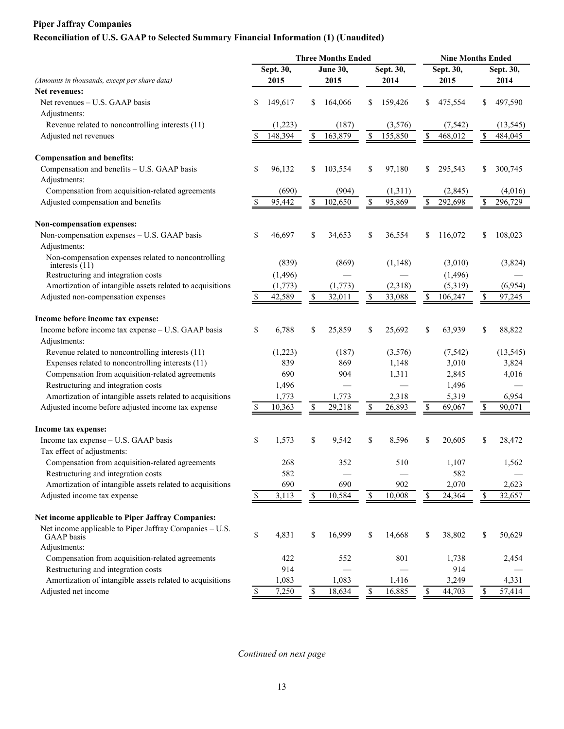**Piper Jaffray Companies**

**Reconciliation of U.S. GAAP to Selected Summary Financial Information (1) (Unaudited)**

| *(Amounts in thousands, except per share data)* | Three Months Ended Sept. 30, 2015 | Three Months Ended June 30, 2015 | Three Months Ended Sept. 30, 2014 | Nine Months Ended Sept. 30, 2015 | Nine Months Ended Sept. 30, 2014 |
|---|---|---|---|---|---|
| **Net revenues:** | | | | | |
| Net revenues – U.S. GAAP basis | $ 149,617 | $ 164,066 | $ 159,426 | $ 475,554 | $ 497,590 |
| Adjustments: | | | | | |
| Revenue related to noncontrolling interests (11) | (1,223) | (187) | (3,576) | (7,542) | (13,545) |
| Adjusted net revenues | $ 148,394 | $ 163,879 | $ 155,850 | $ 468,012 | $ 484,045 |
| **Compensation and benefits:** | | | | | |
| Compensation and benefits – U.S. GAAP basis | $ 96,132 | $ 103,554 | $ 97,180 | $ 295,543 | $ 300,745 |
| Adjustments: | | | | | |
| Compensation from acquisition-related agreements | (690) | (904) | (1,311) | (2,845) | (4,016) |
| Adjusted compensation and benefits | $ 95,442 | $ 102,650 | $ 95,869 | $ 292,698 | $ 296,729 |
| **Non-compensation expenses:** | | | | | |
| Non-compensation expenses – U.S. GAAP basis | $ 46,697 | $ 34,653 | $ 36,554 | $ 116,072 | $ 108,023 |
| Adjustments: | | | | | |
| Non-compensation expenses related to noncontrolling interests (11) | (839) | (869) | (1,148) | (3,010) | (3,824) |
| Restructuring and integration costs | (1,496) | — | — | (1,496) | — |
| Amortization of intangible assets related to acquisitions | (1,773) | (1,773) | (2,318) | (5,319) | (6,954) |
| Adjusted non-compensation expenses | $ 42,589 | $ 32,011 | $ 33,088 | $ 106,247 | $ 97,245 |
| **Income before income tax expense:** | | | | | |
| Income before income tax expense – U.S. GAAP basis | $ 6,788 | $ 25,859 | $ 25,692 | $ 63,939 | $ 88,822 |
| Adjustments: | | | | | |
| Revenue related to noncontrolling interests (11) | (1,223) | (187) | (3,576) | (7,542) | (13,545) |
| Expenses related to noncontrolling interests (11) | 839 | 869 | 1,148 | 3,010 | 3,824 |
| Compensation from acquisition-related agreements | 690 | 904 | 1,311 | 2,845 | 4,016 |
| Restructuring and integration costs | 1,496 | — | — | 1,496 | — |
| Amortization of intangible assets related to acquisitions | 1,773 | 1,773 | 2,318 | 5,319 | 6,954 |
| Adjusted income before adjusted income tax expense | $ 10,363 | $ 29,218 | $ 26,893 | $ 69,067 | $ 90,071 |
| **Income tax expense:** | | | | | |
| Income tax expense – U.S. GAAP basis | $ 1,573 | $ 9,542 | $ 8,596 | $ 20,605 | $ 28,472 |
| Tax effect of adjustments: | | | | | |
| Compensation from acquisition-related agreements | 268 | 352 | 510 | 1,107 | 1,562 |
| Restructuring and integration costs | 582 | — | — | 582 | — |
| Amortization of intangible assets related to acquisitions | 690 | 690 | 902 | 2,070 | 2,623 |
| Adjusted income tax expense | $ 3,113 | $ 10,584 | $ 10,008 | $ 24,364 | $ 32,657 |
| **Net income applicable to Piper Jaffray Companies:** | | | | | |
| Net income applicable to Piper Jaffray Companies – U.S. GAAP basis | $ 4,831 | $ 16,999 | $ 14,668 | $ 38,802 | $ 50,629 |
| Adjustments: | | | | | |
| Compensation from acquisition-related agreements | 422 | 552 | 801 | 1,738 | 2,454 |
| Restructuring and integration costs | 914 | — | — | 914 | — |
| Amortization of intangible assets related to acquisitions | 1,083 | 1,083 | 1,416 | 3,249 | 4,331 |
| Adjusted net income | $ 7,250 | $ 18,634 | $ 16,885 | $ 44,703 | $ 57,414 |

*Continued on next page*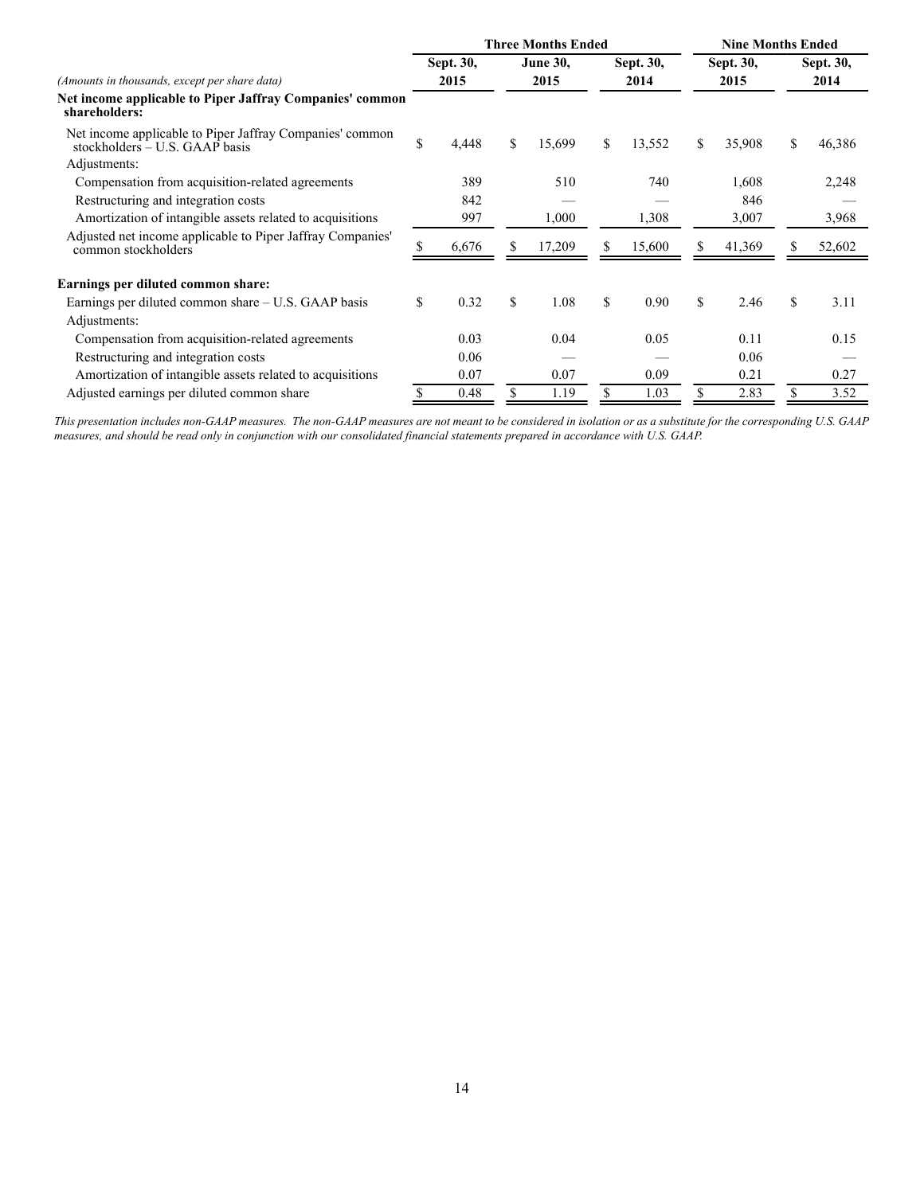| (Amounts in thousands, except per share data) | Three Months Ended | | | Nine Months Ended | |
|---|---|---|---|---|---|
| | Sept. 30, 2015 | June 30, 2015 | Sept. 30, 2014 | Sept. 30, 2015 | Sept. 30, 2014 |
| **Net income applicable to Piper Jaffray Companies' common shareholders:** | | | | | |
| Net income applicable to Piper Jaffray Companies' common stockholders – U.S. GAAP basis | $ 4,448 | $ 15,699 | $ 13,552 | $ 35,908 | $ 46,386 |
| Adjustments: | | | | | |
| Compensation from acquisition-related agreements | 389 | 510 | 740 | 1,608 | 2,248 |
| Restructuring and integration costs | 842 | — | — | 846 | — |
| Amortization of intangible assets related to acquisitions | 997 | 1,000 | 1,308 | 3,007 | 3,968 |
| Adjusted net income applicable to Piper Jaffray Companies' common stockholders | $ 6,676 | $ 17,209 | $ 15,600 | $ 41,369 | $ 52,602 |
| | | | | | |
| **Earnings per diluted common share:** | | | | | |
| Earnings per diluted common share – U.S. GAAP basis | $ 0.32 | $ 1.08 | $ 0.90 | $ 2.46 | $ 3.11 |
| Adjustments: | | | | | |
| Compensation from acquisition-related agreements | 0.03 | 0.04 | 0.05 | 0.11 | 0.15 |
| Restructuring and integration costs | 0.06 | — | — | 0.06 | — |
| Amortization of intangible assets related to acquisitions | 0.07 | 0.07 | 0.09 | 0.21 | 0.27 |
| Adjusted earnings per diluted common share | $ 0.48 | $ 1.19 | $ 1.03 | $ 2.83 | $ 3.52 |

*This presentation includes non-GAAP measures. The non-GAAP measures are not meant to be considered in isolation or as a substitute for the corresponding U.S. GAAP measures, and should be read only in conjunction with our consolidated financial statements prepared in accordance with U.S. GAAP.*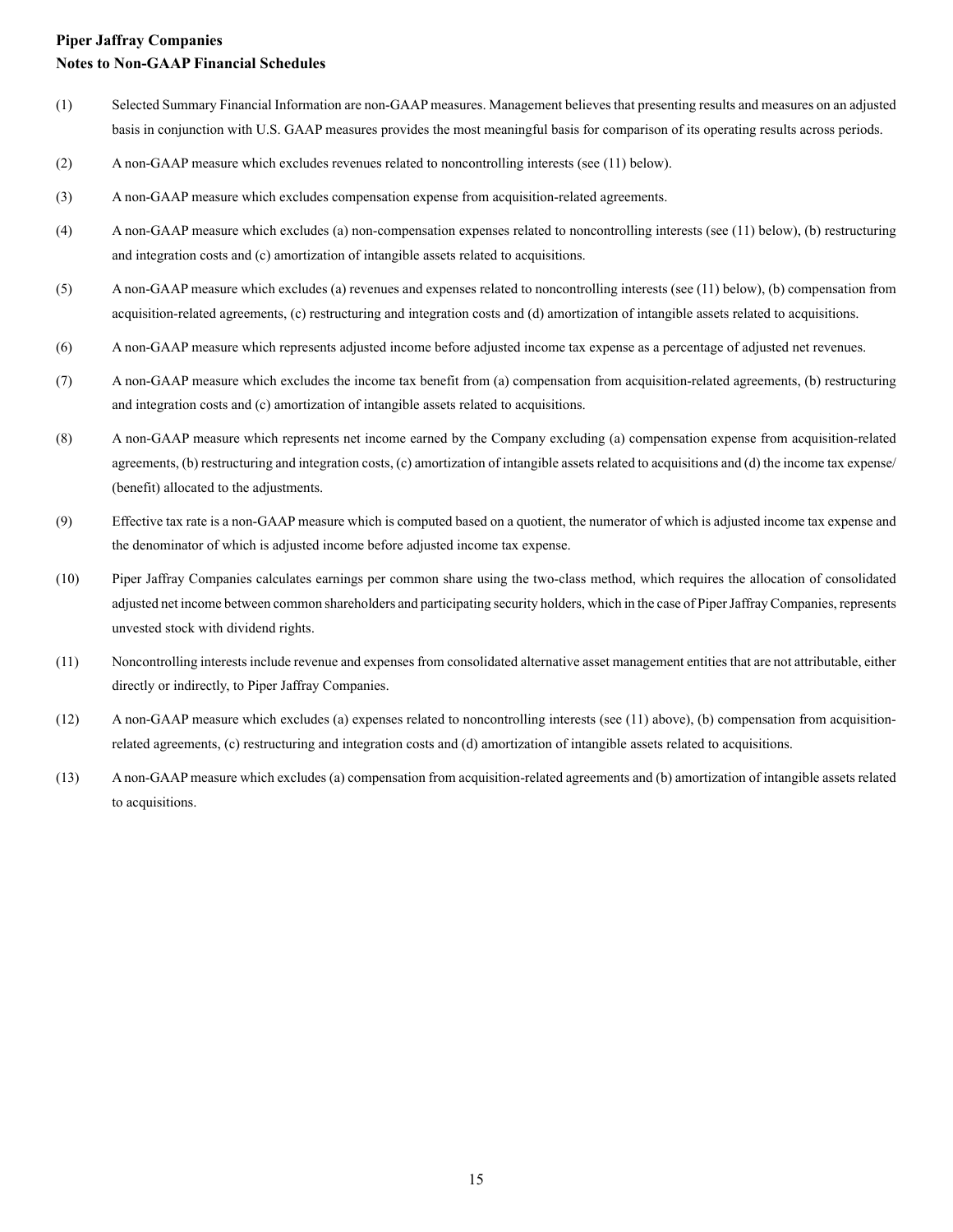**Piper Jaffray Companies**
**Notes to Non-GAAP Financial Schedules**

(1) Selected Summary Financial Information are non-GAAP measures. Management believes that presenting results and measures on an adjusted basis in conjunction with U.S. GAAP measures provides the most meaningful basis for comparison of its operating results across periods.

(2) A non-GAAP measure which excludes revenues related to noncontrolling interests (see (11) below).

(3) A non-GAAP measure which excludes compensation expense from acquisition-related agreements.

(4) A non-GAAP measure which excludes (a) non-compensation expenses related to noncontrolling interests (see (11) below), (b) restructuring and integration costs and (c) amortization of intangible assets related to acquisitions.

(5) A non-GAAP measure which excludes (a) revenues and expenses related to noncontrolling interests (see (11) below), (b) compensation from acquisition-related agreements, (c) restructuring and integration costs and (d) amortization of intangible assets related to acquisitions.

(6) A non-GAAP measure which represents adjusted income before adjusted income tax expense as a percentage of adjusted net revenues.

(7) A non-GAAP measure which excludes the income tax benefit from (a) compensation from acquisition-related agreements, (b) restructuring and integration costs and (c) amortization of intangible assets related to acquisitions.

(8) A non-GAAP measure which represents net income earned by the Company excluding (a) compensation expense from acquisition-related agreements, (b) restructuring and integration costs, (c) amortization of intangible assets related to acquisitions and (d) the income tax expense/(benefit) allocated to the adjustments.

(9) Effective tax rate is a non-GAAP measure which is computed based on a quotient, the numerator of which is adjusted income tax expense and the denominator of which is adjusted income before adjusted income tax expense.

(10) Piper Jaffray Companies calculates earnings per common share using the two-class method, which requires the allocation of consolidated adjusted net income between common shareholders and participating security holders, which in the case of Piper Jaffray Companies, represents unvested stock with dividend rights.

(11) Noncontrolling interests include revenue and expenses from consolidated alternative asset management entities that are not attributable, either directly or indirectly, to Piper Jaffray Companies.

(12) A non-GAAP measure which excludes (a) expenses related to noncontrolling interests (see (11) above), (b) compensation from acquisition-related agreements, (c) restructuring and integration costs and (d) amortization of intangible assets related to acquisitions.

(13) A non-GAAP measure which excludes (a) compensation from acquisition-related agreements and (b) amortization of intangible assets related to acquisitions.